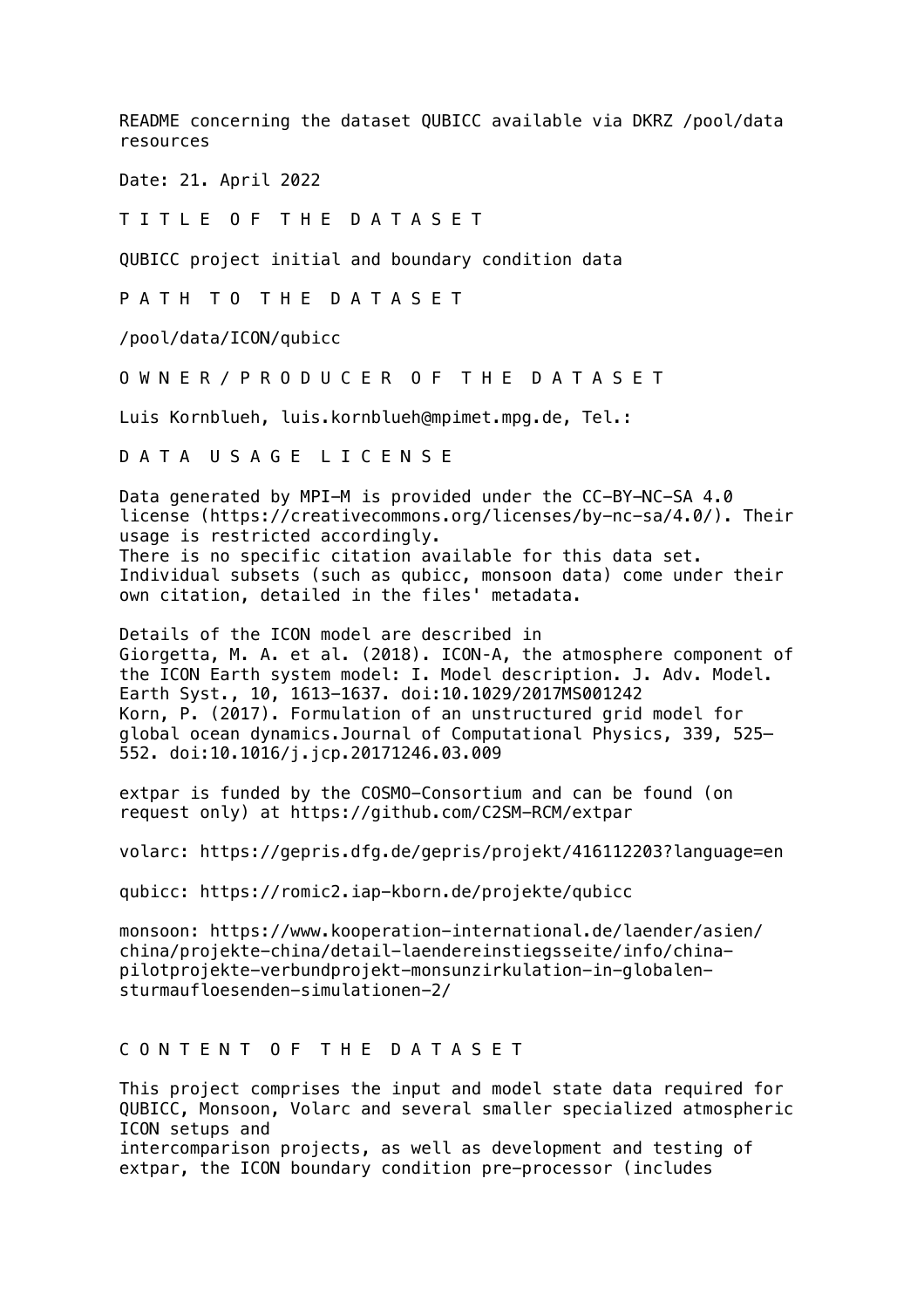README concerning the dataset QUBICC available via DKRZ /pool/data resources

Date: 21. April 2022

## T I T L E   O F   T H E   D A T A S E T

QUBICC project initial and boundary condition data

## P A T H   T O   T H E   D A T A S E T

/pool/data/ICON/qubicc

## O W N E R / P R O D U C E R   O F   T H E   D A T A S E T

Luis Kornblueh, luis.kornblueh@mpimet.mpg.de, Tel.:

## D A T A   U S A G E   L I C E N S E

Data generated by MPI-M is provided under the CC-BY-NC-SA 4.0 license (https://creativecommons.org/licenses/by-nc-sa/4.0/). Their usage is restricted accordingly.
There is no specific citation available for this data set. Individual subsets (such as qubicc, monsoon data) come under their own citation, detailed in the files' metadata.

Details of the ICON model are described in
Giorgetta, M. A. et al. (2018). ICON-A, the atmosphere component of the ICON Earth system model: I. Model description. J. Adv. Model. Earth Syst., 10, 1613–1637. doi:10.1029/2017MS001242
Korn, P. (2017). Formulation of an unstructured grid model for global ocean dynamics.Journal of Computational Physics, 339, 525–552. doi:10.1016/j.jcp.20171246.03.009

extpar is funded by the COSMO-Consortium and can be found (on request only) at https://github.com/C2SM-RCM/extpar

volarc: https://gepris.dfg.de/gepris/projekt/416112203?language=en

qubicc: https://romic2.iap-kborn.de/projekte/qubicc

monsoon: https://www.kooperation-international.de/laender/asien/china/projekte-china/detail-laendereinstiegsseite/info/china-pilotprojekte-verbundprojekt-monsunzirkulation-in-globalen-sturmaufloesenden-simulationen-2/

## C O N T E N T   O F   T H E   D A T A S E T

This project comprises the input and model state data required for QUBICC, Monsoon, Volarc and several smaller specialized atmospheric ICON setups and
intercomparison projects, as well as development and testing of extpar, the ICON boundary condition pre-processor (includes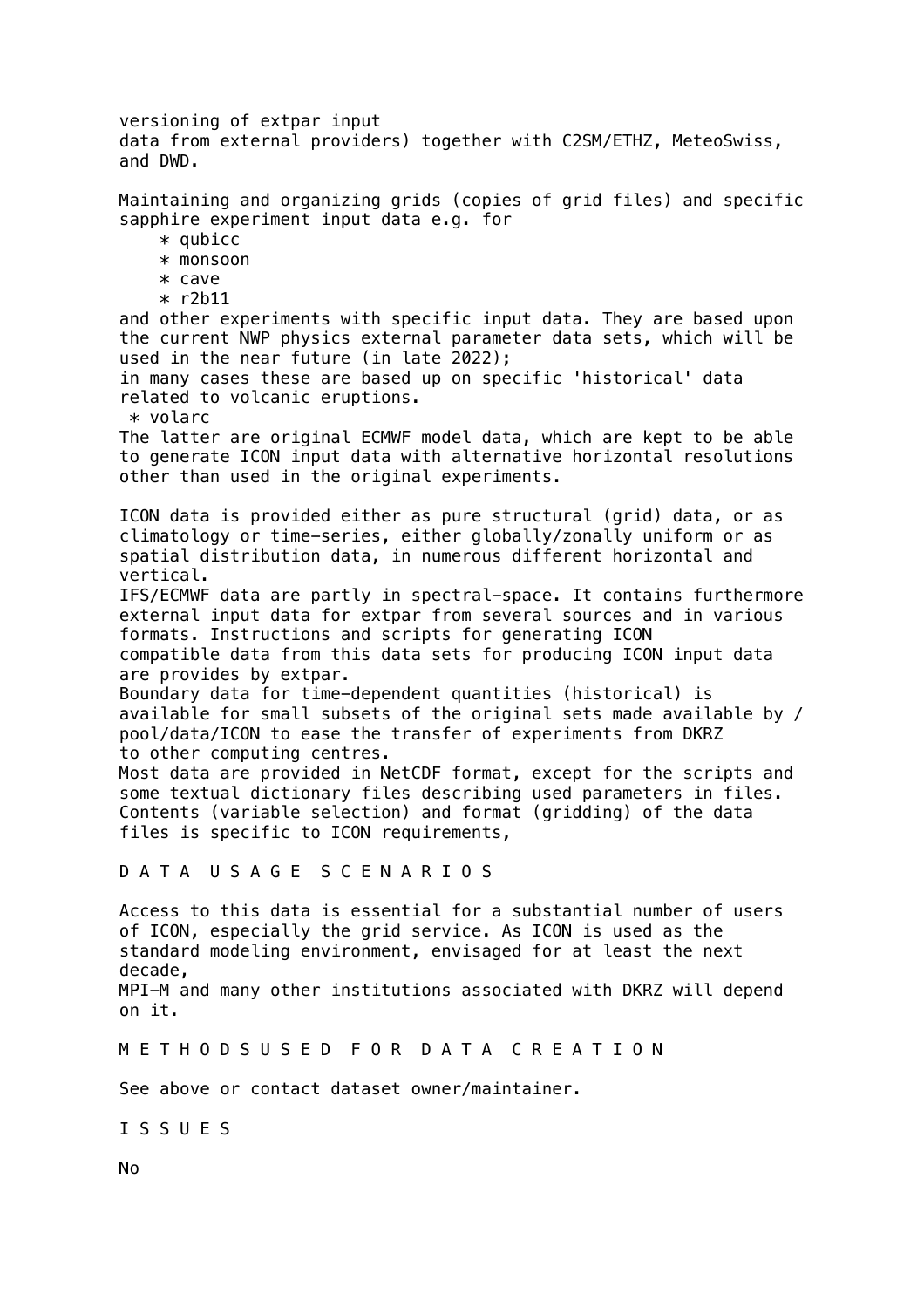versioning of extpar input
data from external providers) together with C2SM/ETHZ, MeteoSwiss, and DWD.

Maintaining and organizing grids (copies of grid files) and specific sapphire experiment input data e.g. for

* qubicc
* monsoon
* cave
* r2b11

and other experiments with specific input data. They are based upon the current NWP physics external parameter data sets, which will be used in the near future (in late 2022);
in many cases these are based up on specific 'historical' data related to volcanic eruptions.

* volarc

The latter are original ECMWF model data, which are kept to be able to generate ICON input data with alternative horizontal resolutions other than used in the original experiments.

ICON data is provided either as pure structural (grid) data, or as climatology or time-series, either globally/zonally uniform or as spatial distribution data, in numerous different horizontal and vertical.
IFS/ECMWF data are partly in spectral-space. It contains furthermore external input data for extpar from several sources and in various formats. Instructions and scripts for generating ICON compatible data from this data sets for producing ICON input data are provides by extpar.
Boundary data for time-dependent quantities (historical) is available for small subsets of the original sets made available by /pool/data/ICON to ease the transfer of experiments from DKRZ to other computing centres.
Most data are provided in NetCDF format, except for the scripts and some textual dictionary files describing used parameters in files.
Contents (variable selection) and format (gridding) of the data files is specific to ICON requirements,

## D A T A U S A G E S C E N A R I O S

Access to this data is essential for a substantial number of users of ICON, especially the grid service. As ICON is used as the standard modeling environment, envisaged for at least the next decade,
MPI-M and many other institutions associated with DKRZ will depend on it.

## M E T H O D S U S E D F O R D A T A C R E A T I O N

See above or contact dataset owner/maintainer.

## I S S U E S

No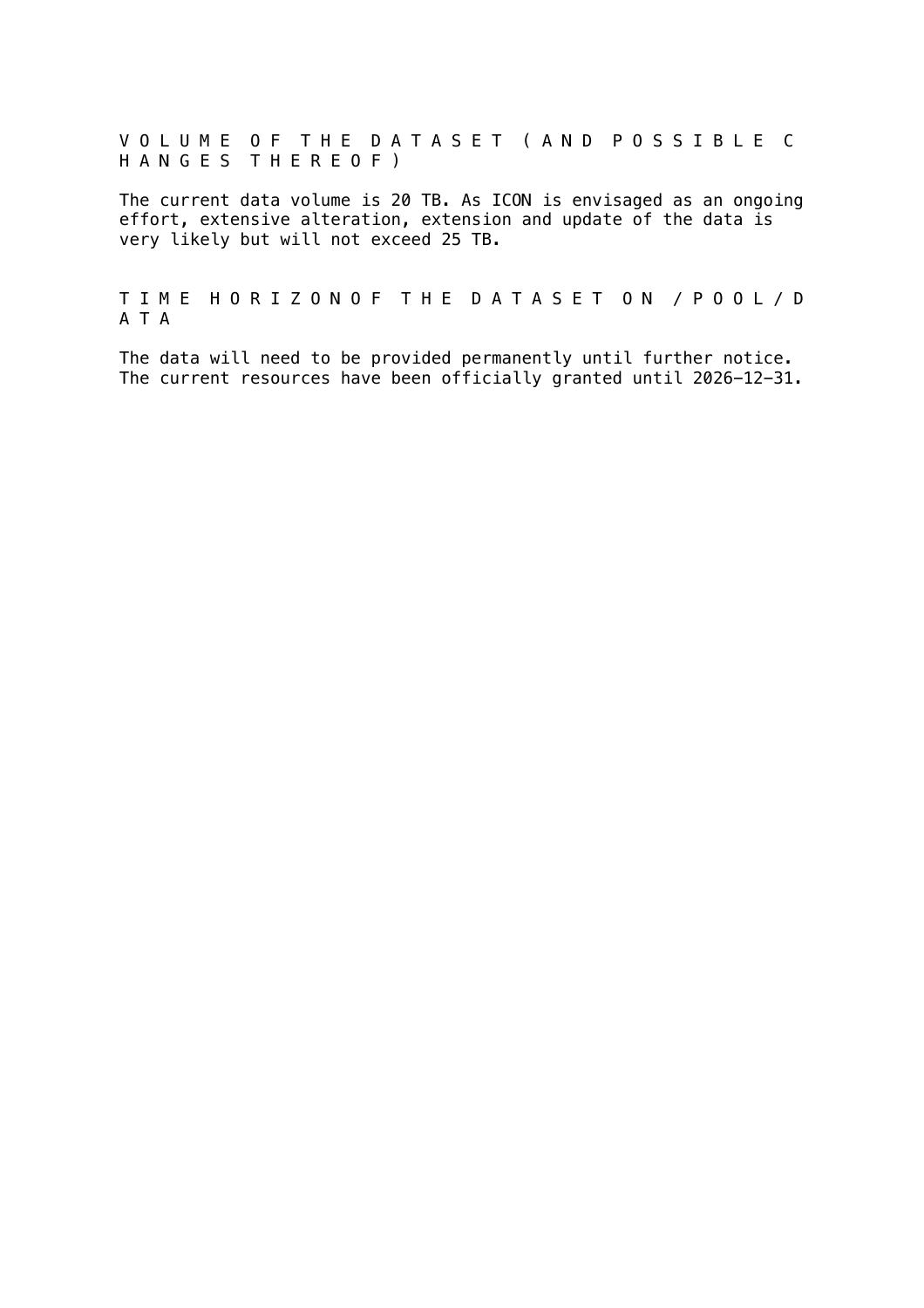## VOLUME OF THE DATASET (AND POSSIBLE CHANGES THEREOF)

The current data volume is 20 TB. As ICON is envisaged as an ongoing effort, extensive alteration, extension and update of the data is very likely but will not exceed 25 TB.

## TIME HORIZONOF THE DATASET ON /POOL/DATA

The data will need to be provided permanently until further notice. The current resources have been officially granted until 2026-12-31.